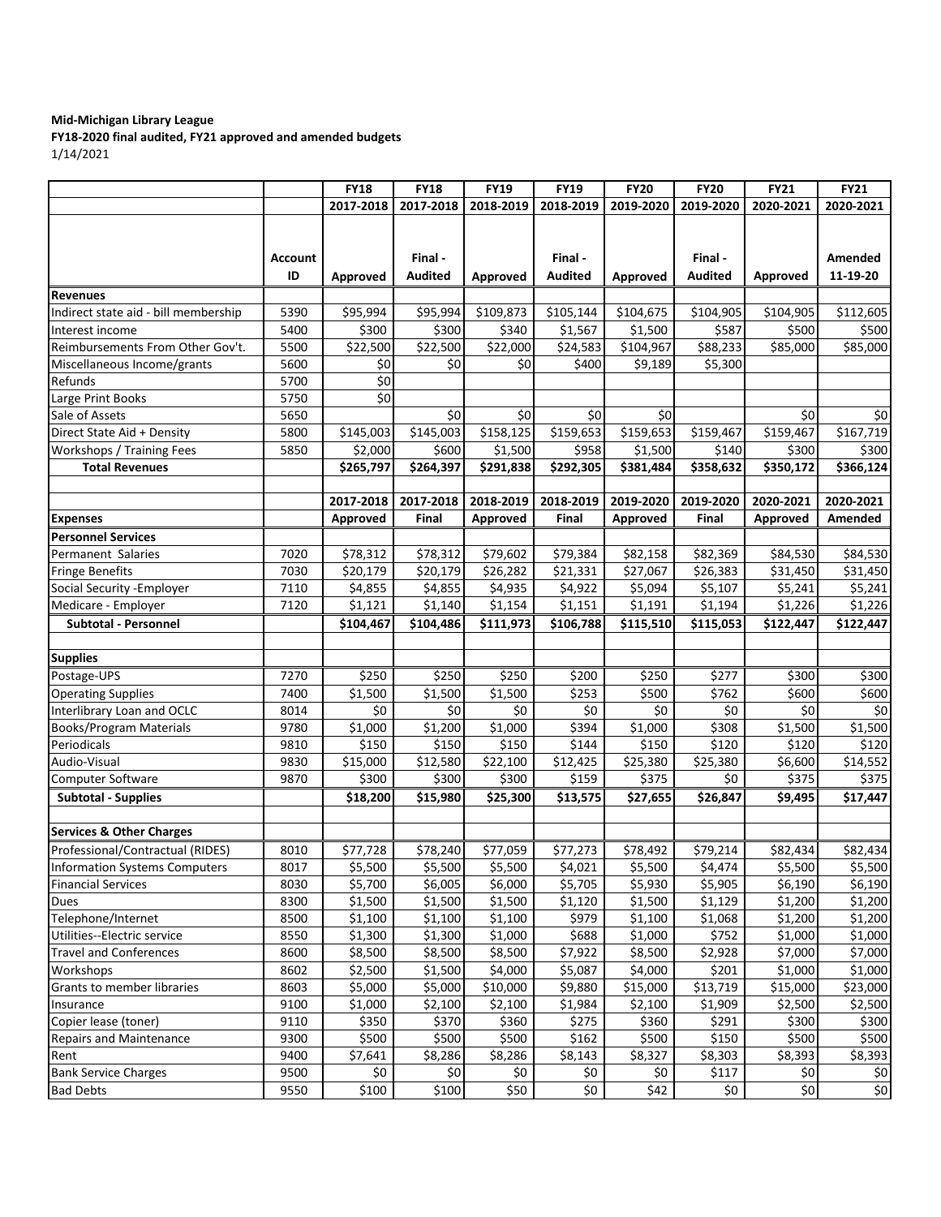**Mid-Michigan Library League**
**FY18-2020 final audited, FY21 approved and amended budgets**
1/14/2021

| | | FY18 | FY18 | FY19 | FY19 | FY20 | FY20 | FY21 | FY21 |
|---|---|---|---|---|---|---|---|---|---|
| | | 2017-2018 | 2017-2018 | 2018-2019 | 2018-2019 | 2019-2020 | 2019-2020 | 2020-2021 | 2020-2021 |
| | Account ID | Approved | Final - Audited | Approved | Final - Audited | Approved | Final - Audited | Approved | Amended 11-19-20 |
| **Revenues** | | | | | | | | | |
| Indirect state aid - bill membership | 5390 | $95,994 | $95,994 | $109,873 | $105,144 | $104,675 | $104,905 | $104,905 | $112,605 |
| Interest income | 5400 | $300 | $300 | $340 | $1,567 | $1,500 | $587 | $500 | $500 |
| Reimbursements From Other Gov't. | 5500 | $22,500 | $22,500 | $22,000 | $24,583 | $104,967 | $88,233 | $85,000 | $85,000 |
| Miscellaneous Income/grants | 5600 | $0 | $0 | $0 | $400 | $9,189 | $5,300 | | |
| Refunds | 5700 | $0 | | | | | | | |
| Large Print Books | 5750 | $0 | | | | | | | |
| Sale of Assets | 5650 | | $0 | $0 | $0 | $0 | | $0 | $0 |
| Direct State Aid + Density | 5800 | $145,003 | $145,003 | $158,125 | $159,653 | $159,653 | $159,467 | $159,467 | $167,719 |
| Workshops / Training Fees | 5850 | $2,000 | $600 | $1,500 | $958 | $1,500 | $140 | $300 | $300 |
| **Total Revenues** | | **$265,797** | **$264,397** | **$291,838** | **$292,305** | **$381,484** | **$358,632** | **$350,172** | **$366,124** |
| | | | | | | | | | |
| | | **2017-2018** | **2017-2018** | **2018-2019** | **2018-2019** | **2019-2020** | **2019-2020** | **2020-2021** | **2020-2021** |
| **Expenses** | | **Approved** | **Final** | **Approved** | **Final** | **Approved** | **Final** | **Approved** | **Amended** |
| **Personnel Services** | | | | | | | | | |
| Permanent Salaries | 7020 | $78,312 | $78,312 | $79,602 | $79,384 | $82,158 | $82,369 | $84,530 | $84,530 |
| Fringe Benefits | 7030 | $20,179 | $20,179 | $26,282 | $21,331 | $27,067 | $26,383 | $31,450 | $31,450 |
| Social Security -Employer | 7110 | $4,855 | $4,855 | $4,935 | $4,922 | $5,094 | $5,107 | $5,241 | $5,241 |
| Medicare - Employer | 7120 | $1,121 | $1,140 | $1,154 | $1,151 | $1,191 | $1,194 | $1,226 | $1,226 |
| **Subtotal - Personnel** | | **$104,467** | **$104,486** | **$111,973** | **$106,788** | **$115,510** | **$115,053** | **$122,447** | **$122,447** |
| | | | | | | | | | |
| **Supplies** | | | | | | | | | |
| Postage-UPS | 7270 | $250 | $250 | $250 | $200 | $250 | $277 | $300 | $300 |
| Operating Supplies | 7400 | $1,500 | $1,500 | $1,500 | $253 | $500 | $762 | $600 | $600 |
| Interlibrary Loan and OCLC | 8014 | $0 | $0 | $0 | $0 | $0 | $0 | $0 | $0 |
| Books/Program Materials | 9780 | $1,000 | $1,200 | $1,000 | $394 | $1,000 | $308 | $1,500 | $1,500 |
| Periodicals | 9810 | $150 | $150 | $150 | $144 | $150 | $120 | $120 | $120 |
| Audio-Visual | 9830 | $15,000 | $12,580 | $22,100 | $12,425 | $25,380 | $25,380 | $6,600 | $14,552 |
| Computer Software | 9870 | $300 | $300 | $300 | $159 | $375 | $0 | $375 | $375 |
| **Subtotal - Supplies** | | **$18,200** | **$15,980** | **$25,300** | **$13,575** | **$27,655** | **$26,847** | **$9,495** | **$17,447** |
| | | | | | | | | | |
| **Services & Other Charges** | | | | | | | | | |
| Professional/Contractual (RIDES) | 8010 | $77,728 | $78,240 | $77,059 | $77,273 | $78,492 | $79,214 | $82,434 | $82,434 |
| Information Systems Computers | 8017 | $5,500 | $5,500 | $5,500 | $4,021 | $5,500 | $4,474 | $5,500 | $5,500 |
| Financial Services | 8030 | $5,700 | $6,005 | $6,000 | $5,705 | $5,930 | $5,905 | $6,190 | $6,190 |
| Dues | 8300 | $1,500 | $1,500 | $1,500 | $1,120 | $1,500 | $1,129 | $1,200 | $1,200 |
| Telephone/Internet | 8500 | $1,100 | $1,100 | $1,100 | $979 | $1,100 | $1,068 | $1,200 | $1,200 |
| Utilities--Electric service | 8550 | $1,300 | $1,300 | $1,000 | $688 | $1,000 | $752 | $1,000 | $1,000 |
| Travel and Conferences | 8600 | $8,500 | $8,500 | $8,500 | $7,922 | $8,500 | $2,928 | $7,000 | $7,000 |
| Workshops | 8602 | $2,500 | $1,500 | $4,000 | $5,087 | $4,000 | $201 | $1,000 | $1,000 |
| Grants to member libraries | 8603 | $5,000 | $5,000 | $10,000 | $9,880 | $15,000 | $13,719 | $15,000 | $23,000 |
| Insurance | 9100 | $1,000 | $2,100 | $2,100 | $1,984 | $2,100 | $1,909 | $2,500 | $2,500 |
| Copier lease (toner) | 9110 | $350 | $370 | $360 | $275 | $360 | $291 | $300 | $300 |
| Repairs and Maintenance | 9300 | $500 | $500 | $500 | $162 | $500 | $150 | $500 | $500 |
| Rent | 9400 | $7,641 | $8,286 | $8,286 | $8,143 | $8,327 | $8,303 | $8,393 | $8,393 |
| Bank Service Charges | 9500 | $0 | $0 | $0 | $0 | $0 | $117 | $0 | $0 |
| Bad Debts | 9550 | $100 | $100 | $50 | $0 | $42 | $0 | $0 | $0 |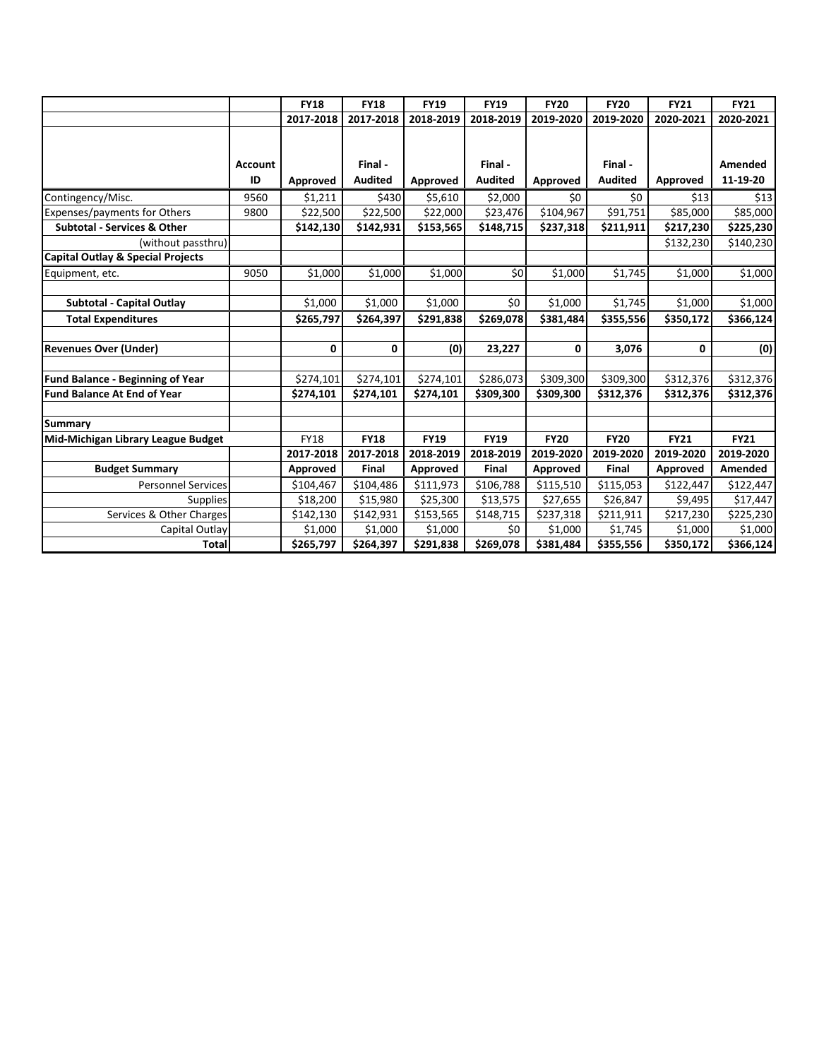| | | FY18 | FY18 | FY19 | FY19 | FY20 | FY20 | FY21 | FY21 |
|---|---|---|---|---|---|---|---|---|---|
| | | 2017-2018 | 2017-2018 | 2018-2019 | 2018-2019 | 2019-2020 | 2019-2020 | 2020-2021 | 2020-2021 |
| | Account ID | Approved | Final - Audited | Approved | Final - Audited | Approved | Final - Audited | Approved | Amended 11-19-20 |
| Contingency/Misc. | 9560 | $1,211 | $430 | $5,610 | $2,000 | $0 | $0 | $13 | $13 |
| Expenses/payments for Others | 9800 | $22,500 | $22,500 | $22,000 | $23,476 | $104,967 | $91,751 | $85,000 | $85,000 |
| **Subtotal - Services & Other** | | **$142,130** | **$142,931** | **$153,565** | **$148,715** | **$237,318** | **$211,911** | **$217,230** | **$225,230** |
| (without passthru) | | | | | | | | $132,230 | $140,230 |
| **Capital Outlay & Special Projects** | | | | | | | | | |
| Equipment, etc. | 9050 | $1,000 | $1,000 | $1,000 | $0 | $1,000 | $1,745 | $1,000 | $1,000 |
| | | | | | | | | | |
| **Subtotal - Capital Outlay** | | $1,000 | $1,000 | $1,000 | $0 | $1,000 | $1,745 | $1,000 | $1,000 |
| **Total Expenditures** | | **$265,797** | **$264,397** | **$291,838** | **$269,078** | **$381,484** | **$355,556** | **$350,172** | **$366,124** |
| | | | | | | | | | |
| **Revenues Over (Under)** | | **0** | **0** | **(0)** | **23,227** | **0** | **3,076** | **0** | **(0)** |
| | | | | | | | | | |
| **Fund Balance - Beginning of Year** | | $274,101 | $274,101 | $274,101 | $286,073 | $309,300 | $309,300 | $312,376 | $312,376 |
| **Fund Balance At End of Year** | | **$274,101** | **$274,101** | **$274,101** | **$309,300** | **$309,300** | **$312,376** | **$312,376** | **$312,376** |
| | | | | | | | | | |
| **Summary** | | | | | | | | | |
| **Mid-Michigan Library League Budget** | | FY18 | **FY18** | **FY19** | **FY19** | **FY20** | **FY20** | **FY21** | **FY21** |
| | | **2017-2018** | **2017-2018** | **2018-2019** | **2018-2019** | **2019-2020** | **2019-2020** | **2019-2020** | **2019-2020** |
| **Budget Summary** | | **Approved** | **Final** | **Approved** | **Final** | **Approved** | **Final** | **Approved** | **Amended** |
| Personnel Services | | $104,467 | $104,486 | $111,973 | $106,788 | $115,510 | $115,053 | $122,447 | $122,447 |
| Supplies | | $18,200 | $15,980 | $25,300 | $13,575 | $27,655 | $26,847 | $9,495 | $17,447 |
| Services & Other Charges | | $142,130 | $142,931 | $153,565 | $148,715 | $237,318 | $211,911 | $217,230 | $225,230 |
| Capital Outlay | | $1,000 | $1,000 | $1,000 | $0 | $1,000 | $1,745 | $1,000 | $1,000 |
| **Total** | | **$265,797** | **$264,397** | **$291,838** | **$269,078** | **$381,484** | **$355,556** | **$350,172** | **$366,124** |